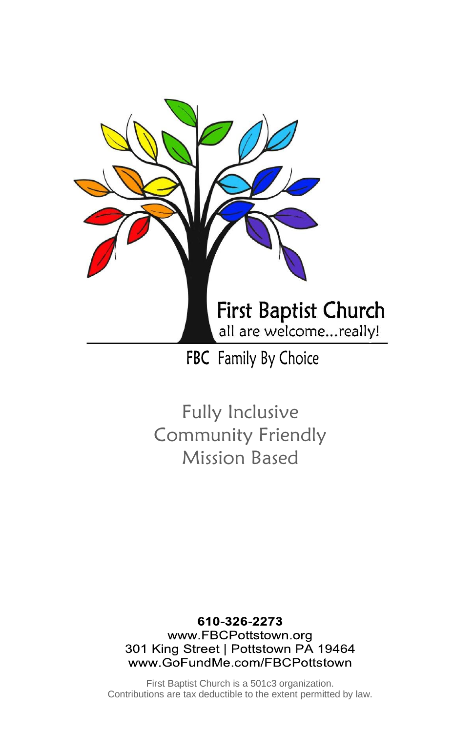# First Baptist Church

all are welcome...really!

**FBC** Family By Choice

Fully Inclusive
Community Friendly
Mission Based

**610-326-2273**
www.FBCPottstown.org
301 King Street | Pottstown PA 19464
www.GoFundMe.com/FBCPottstown

First Baptist Church is a 501c3 organization.
Contributions are tax deductible to the extent permitted by law.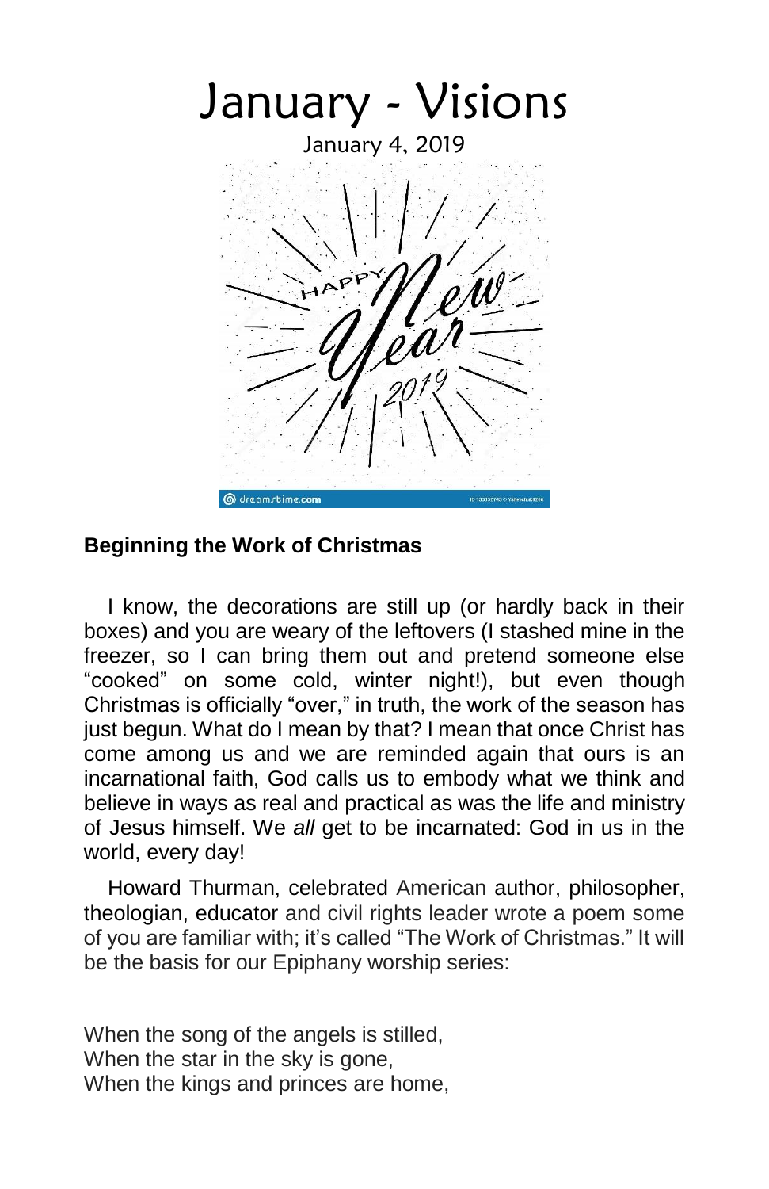# January - Visions

January 4, 2019

**Beginning the Work of Christmas**

I know, the decorations are still up (or hardly back in their boxes) and you are weary of the leftovers (I stashed mine in the freezer, so I can bring them out and pretend someone else "cooked" on some cold, winter night!), but even though Christmas is officially "over," in truth, the work of the season has just begun. What do I mean by that? I mean that once Christ has come among us and we are reminded again that ours is an incarnational faith, God calls us to embody what we think and believe in ways as real and practical as was the life and ministry of Jesus himself. We *all* get to be incarnated: God in us in the world, every day!

Howard Thurman, celebrated American author, philosopher, theologian, educator and civil rights leader wrote a poem some of you are familiar with; it's called "The Work of Christmas." It will be the basis for our Epiphany worship series:

When the song of the angels is stilled,
When the star in the sky is gone,
When the kings and princes are home,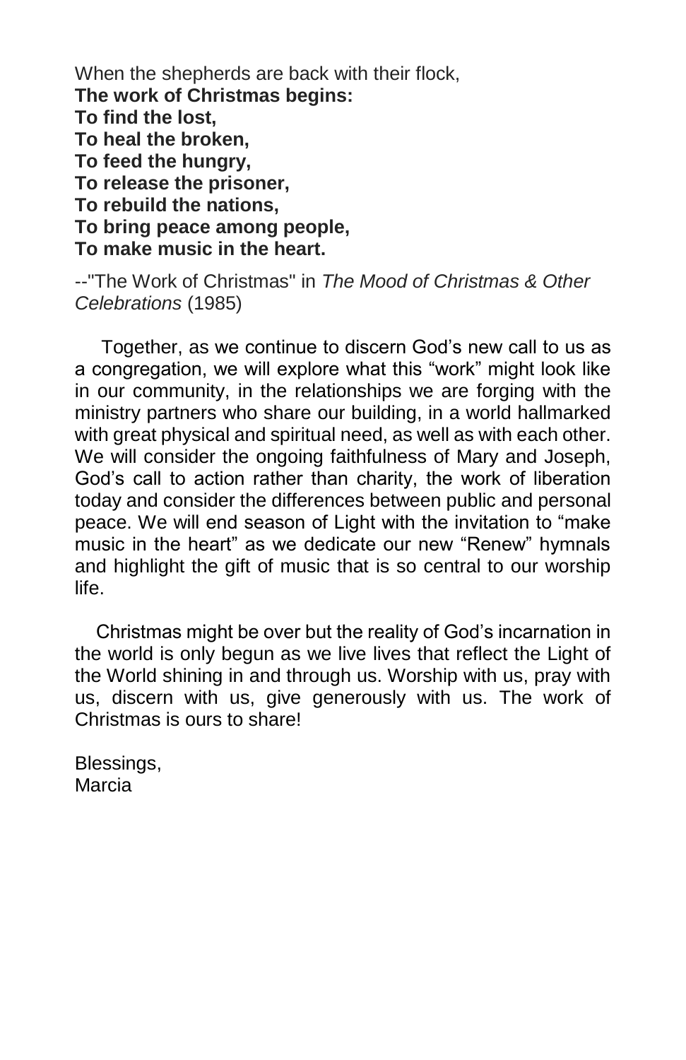When the shepherds are back with their flock,  
**The work of Christmas begins:**  
**To find the lost,**  
**To heal the broken,**  
**To feed the hungry,**  
**To release the prisoner,**  
**To rebuild the nations,**  
**To bring peace among people,**  
**To make music in the heart.**

--"The Work of Christmas" in *The Mood of Christmas & Other Celebrations* (1985)

Together, as we continue to discern God's new call to us as a congregation, we will explore what this "work" might look like in our community, in the relationships we are forging with the ministry partners who share our building, in a world hallmarked with great physical and spiritual need, as well as with each other. We will consider the ongoing faithfulness of Mary and Joseph, God's call to action rather than charity, the work of liberation today and consider the differences between public and personal peace. We will end season of Light with the invitation to "make music in the heart" as we dedicate our new "Renew" hymnals and highlight the gift of music that is so central to our worship life.

Christmas might be over but the reality of God's incarnation in the world is only begun as we live lives that reflect the Light of the World shining in and through us. Worship with us, pray with us, discern with us, give generously with us. The work of Christmas is ours to share!

Blessings,  
Marcia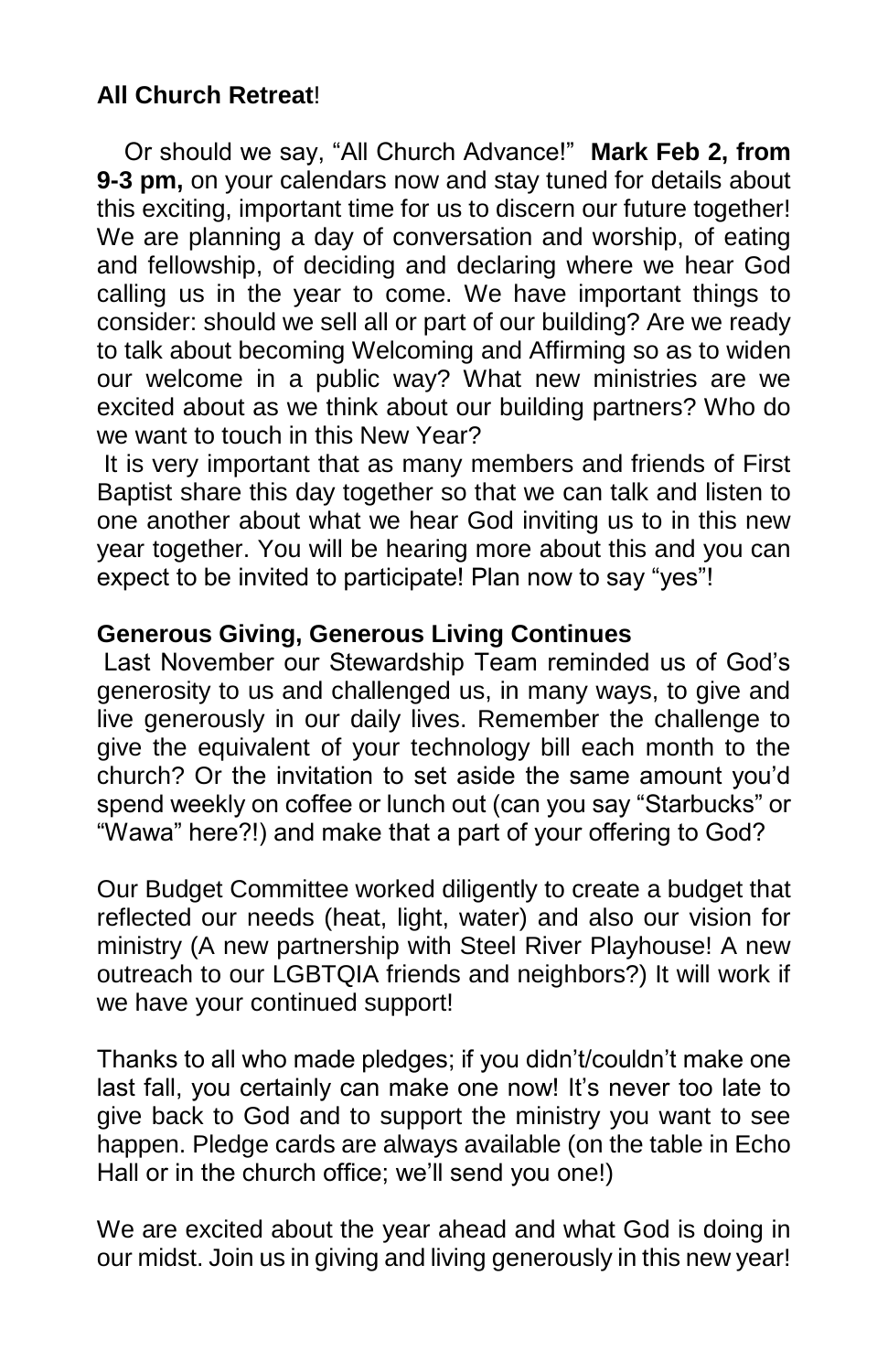## All Church Retreat!

Or should we say, "All Church Advance!" **Mark Feb 2, from 9-3 pm,** on your calendars now and stay tuned for details about this exciting, important time for us to discern our future together! We are planning a day of conversation and worship, of eating and fellowship, of deciding and declaring where we hear God calling us in the year to come. We have important things to consider: should we sell all or part of our building? Are we ready to talk about becoming Welcoming and Affirming so as to widen our welcome in a public way? What new ministries are we excited about as we think about our building partners? Who do we want to touch in this New Year?

It is very important that as many members and friends of First Baptist share this day together so that we can talk and listen to one another about what we hear God inviting us to in this new year together. You will be hearing more about this and you can expect to be invited to participate! Plan now to say "yes"!

## Generous Giving, Generous Living Continues

Last November our Stewardship Team reminded us of God's generosity to us and challenged us, in many ways, to give and live generously in our daily lives. Remember the challenge to give the equivalent of your technology bill each month to the church? Or the invitation to set aside the same amount you'd spend weekly on coffee or lunch out (can you say "Starbucks" or "Wawa" here?!) and make that a part of your offering to God?

Our Budget Committee worked diligently to create a budget that reflected our needs (heat, light, water) and also our vision for ministry (A new partnership with Steel River Playhouse! A new outreach to our LGBTQIA friends and neighbors?) It will work if we have your continued support!

Thanks to all who made pledges; if you didn't/couldn't make one last fall, you certainly can make one now! It's never too late to give back to God and to support the ministry you want to see happen. Pledge cards are always available (on the table in Echo Hall or in the church office; we'll send you one!)

We are excited about the year ahead and what God is doing in our midst. Join us in giving and living generously in this new year!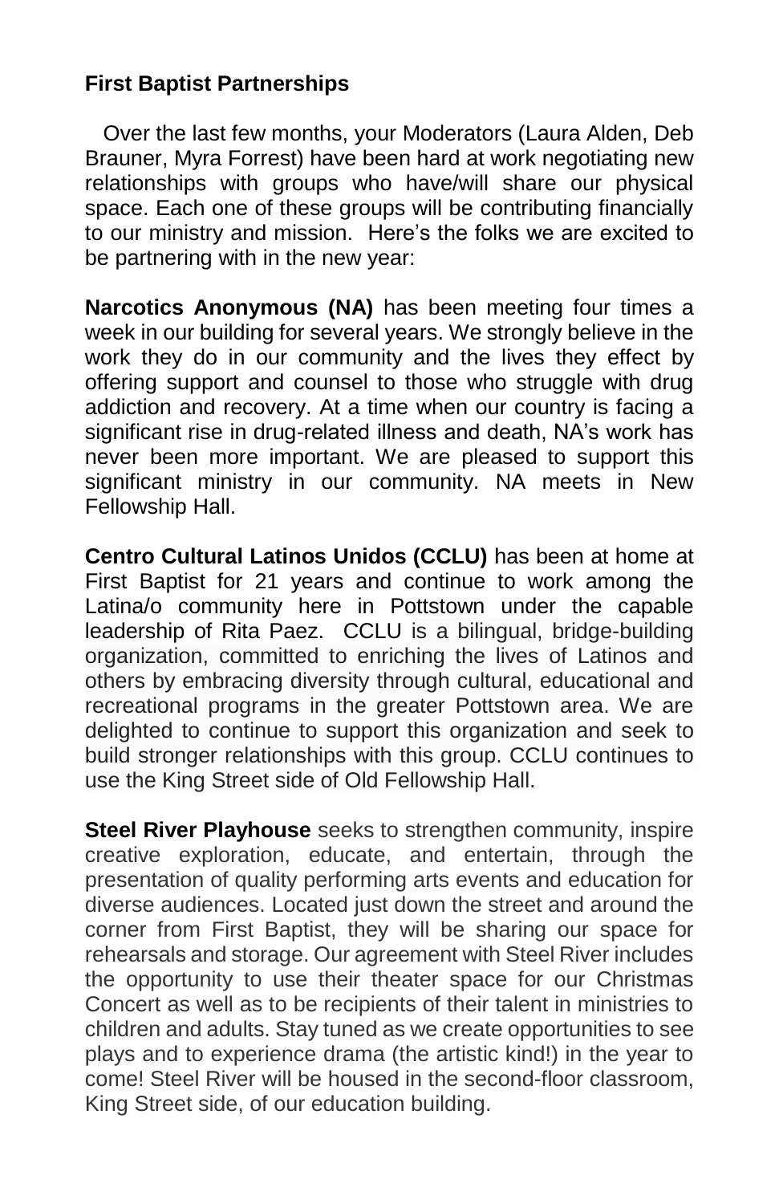**First Baptist Partnerships**

Over the last few months, your Moderators (Laura Alden, Deb Brauner, Myra Forrest) have been hard at work negotiating new relationships with groups who have/will share our physical space. Each one of these groups will be contributing financially to our ministry and mission. Here's the folks we are excited to be partnering with in the new year:

**Narcotics Anonymous (NA)** has been meeting four times a week in our building for several years. We strongly believe in the work they do in our community and the lives they effect by offering support and counsel to those who struggle with drug addiction and recovery. At a time when our country is facing a significant rise in drug-related illness and death, NA's work has never been more important. We are pleased to support this significant ministry in our community. NA meets in New Fellowship Hall.

**Centro Cultural Latinos Unidos (CCLU)** has been at home at First Baptist for 21 years and continue to work among the Latina/o community here in Pottstown under the capable leadership of Rita Paez. CCLU is a bilingual, bridge-building organization, committed to enriching the lives of Latinos and others by embracing diversity through cultural, educational and recreational programs in the greater Pottstown area. We are delighted to continue to support this organization and seek to build stronger relationships with this group. CCLU continues to use the King Street side of Old Fellowship Hall.

**Steel River Playhouse** seeks to strengthen community, inspire creative exploration, educate, and entertain, through the presentation of quality performing arts events and education for diverse audiences. Located just down the street and around the corner from First Baptist, they will be sharing our space for rehearsals and storage. Our agreement with Steel River includes the opportunity to use their theater space for our Christmas Concert as well as to be recipients of their talent in ministries to children and adults. Stay tuned as we create opportunities to see plays and to experience drama (the artistic kind!) in the year to come! Steel River will be housed in the second-floor classroom, King Street side, of our education building.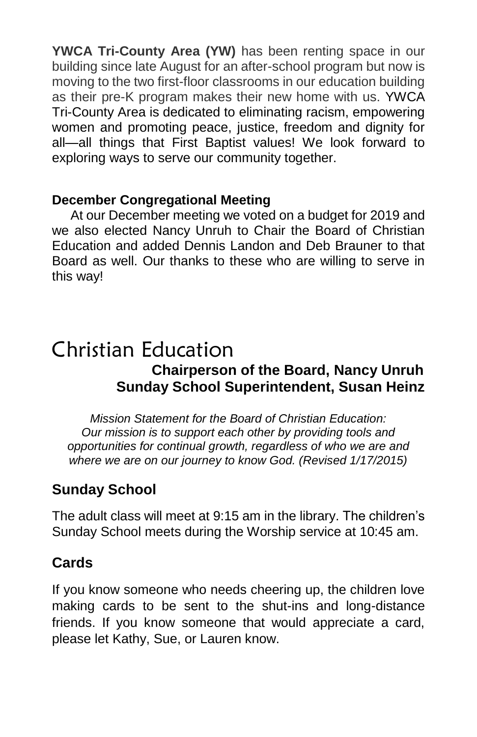**YWCA Tri-County Area (YW)** has been renting space in our building since late August for an after-school program but now is moving to the two first-floor classrooms in our education building as their pre-K program makes their new home with us. YWCA Tri-County Area is dedicated to eliminating racism, empowering women and promoting peace, justice, freedom and dignity for all—all things that First Baptist values! We look forward to exploring ways to serve our community together.

**December Congregational Meeting**

At our December meeting we voted on a budget for 2019 and we also elected Nancy Unruh to Chair the Board of Christian Education and added Dennis Landon and Deb Brauner to that Board as well. Our thanks to these who are willing to serve in this way!

# Christian Education

**Chairperson of the Board, Nancy Unruh**
**Sunday School Superintendent, Susan Heinz**

*Mission Statement for the Board of Christian Education: Our mission is to support each other by providing tools and opportunities for continual growth, regardless of who we are and where we are on our journey to know God. (Revised 1/17/2015)*

## Sunday School

The adult class will meet at 9:15 am in the library. The children's Sunday School meets during the Worship service at 10:45 am.

## Cards

If you know someone who needs cheering up, the children love making cards to be sent to the shut-ins and long-distance friends. If you know someone that would appreciate a card, please let Kathy, Sue, or Lauren know.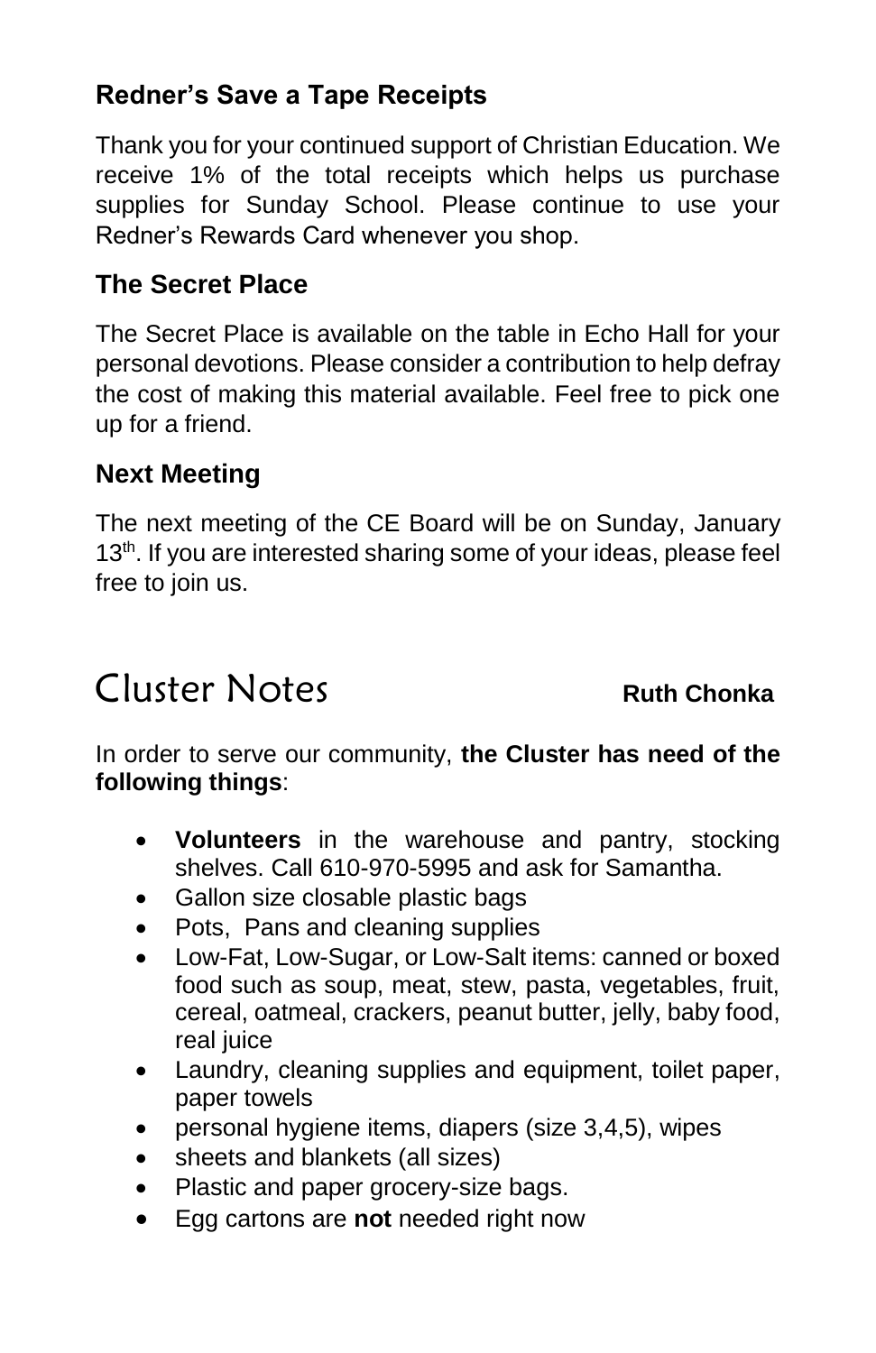### Redner's Save a Tape Receipts

Thank you for your continued support of Christian Education. We receive 1% of the total receipts which helps us purchase supplies for Sunday School. Please continue to use your Redner's Rewards Card whenever you shop.

### The Secret Place

The Secret Place is available on the table in Echo Hall for your personal devotions. Please consider a contribution to help defray the cost of making this material available. Feel free to pick one up for a friend.

### Next Meeting

The next meeting of the CE Board will be on Sunday, January 13th. If you are interested sharing some of your ideas, please feel free to join us.

## Cluster Notes

**Ruth Chonka**

In order to serve our community, **the Cluster has need of the following things**:

- **Volunteers** in the warehouse and pantry, stocking shelves. Call 610-970-5995 and ask for Samantha.
- Gallon size closable plastic bags
- Pots, Pans and cleaning supplies
- Low-Fat, Low-Sugar, or Low-Salt items: canned or boxed food such as soup, meat, stew, pasta, vegetables, fruit, cereal, oatmeal, crackers, peanut butter, jelly, baby food, real juice
- Laundry, cleaning supplies and equipment, toilet paper, paper towels
- personal hygiene items, diapers (size 3,4,5), wipes
- sheets and blankets (all sizes)
- Plastic and paper grocery-size bags.
- Egg cartons are **not** needed right now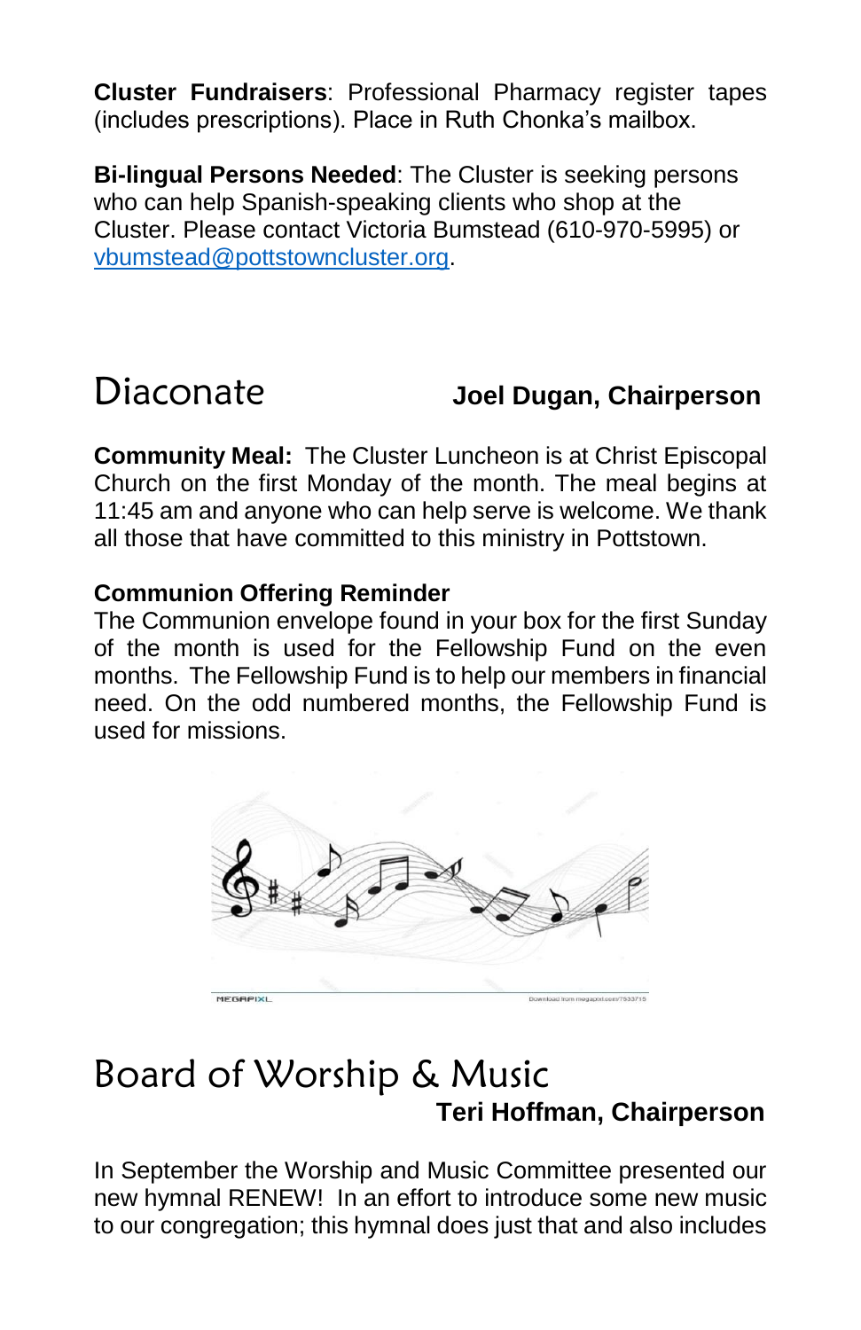**Cluster Fundraisers**: Professional Pharmacy register tapes (includes prescriptions). Place in Ruth Chonka's mailbox.

**Bi-lingual Persons Needed**: The Cluster is seeking persons who can help Spanish-speaking clients who shop at the Cluster. Please contact Victoria Bumstead (610-970-5995) or vbumstead@pottstowncluster.org.

## Diaconate

**Joel Dugan, Chairperson**

**Community Meal:** The Cluster Luncheon is at Christ Episcopal Church on the first Monday of the month. The meal begins at 11:45 am and anyone who can help serve is welcome. We thank all those that have committed to this ministry in Pottstown.

**Communion Offering Reminder**

The Communion envelope found in your box for the first Sunday of the month is used for the Fellowship Fund on the even months. The Fellowship Fund is to help our members in financial need. On the odd numbered months, the Fellowship Fund is used for missions.

## Board of Worship & Music

**Teri Hoffman, Chairperson**

In September the Worship and Music Committee presented our new hymnal RENEW! In an effort to introduce some new music to our congregation; this hymnal does just that and also includes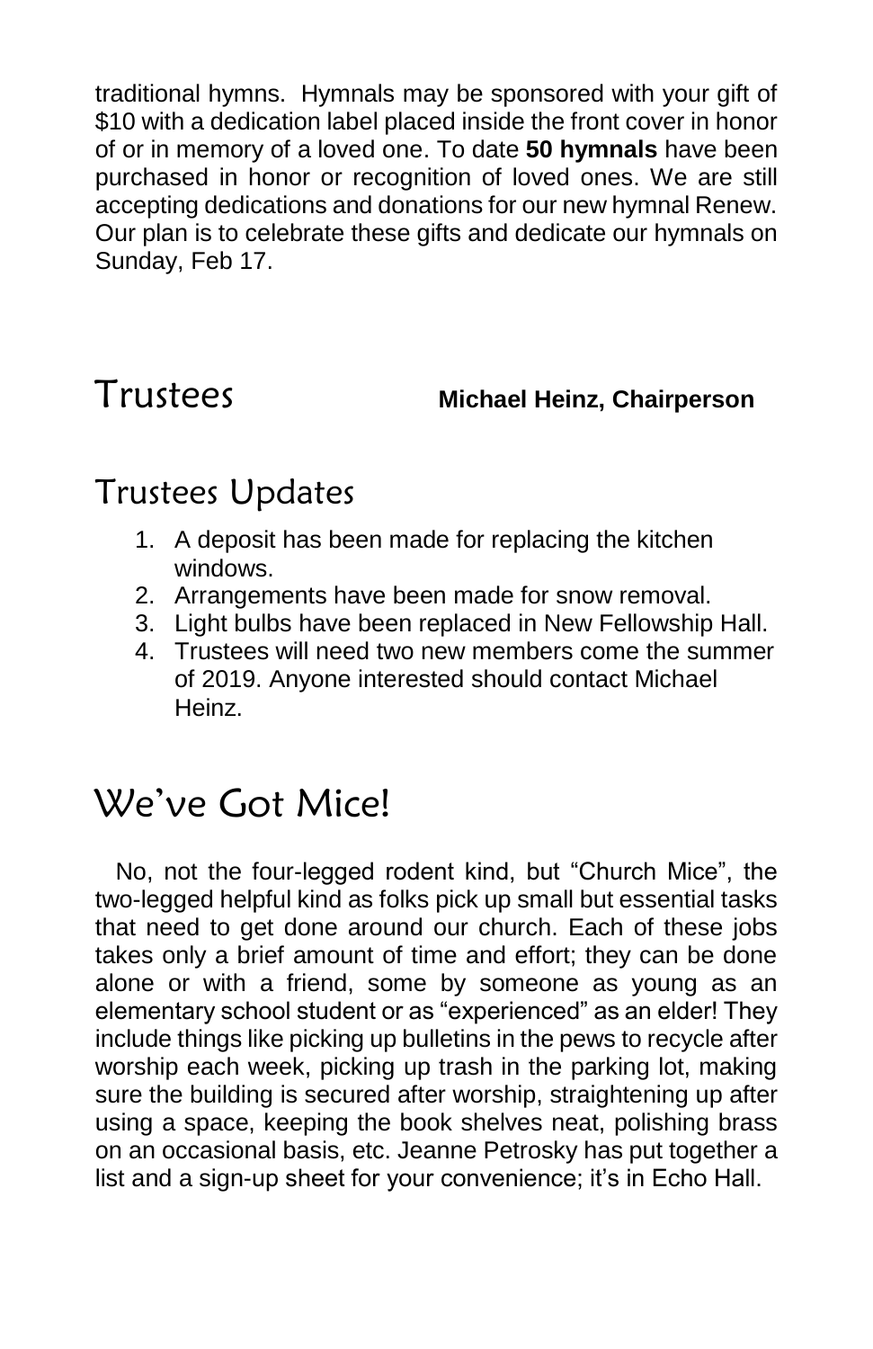traditional hymns. Hymnals may be sponsored with your gift of $10 with a dedication label placed inside the front cover in honor of or in memory of a loved one. To date **50 hymnals** have been purchased in honor or recognition of loved ones. We are still accepting dedications and donations for our new hymnal Renew. Our plan is to celebrate these gifts and dedicate our hymnals on Sunday, Feb 17.

# Trustees **Michael Heinz, Chairperson**

## Trustees Updates

1. A deposit has been made for replacing the kitchen windows.
2. Arrangements have been made for snow removal.
3. Light bulbs have been replaced in New Fellowship Hall.
4. Trustees will need two new members come the summer of 2019. Anyone interested should contact Michael Heinz.

# We've Got Mice!

No, not the four-legged rodent kind, but "Church Mice", the two-legged helpful kind as folks pick up small but essential tasks that need to get done around our church. Each of these jobs takes only a brief amount of time and effort; they can be done alone or with a friend, some by someone as young as an elementary school student or as "experienced" as an elder! They include things like picking up bulletins in the pews to recycle after worship each week, picking up trash in the parking lot, making sure the building is secured after worship, straightening up after using a space, keeping the book shelves neat, polishing brass on an occasional basis, etc. Jeanne Petrosky has put together a list and a sign-up sheet for your convenience; it's in Echo Hall.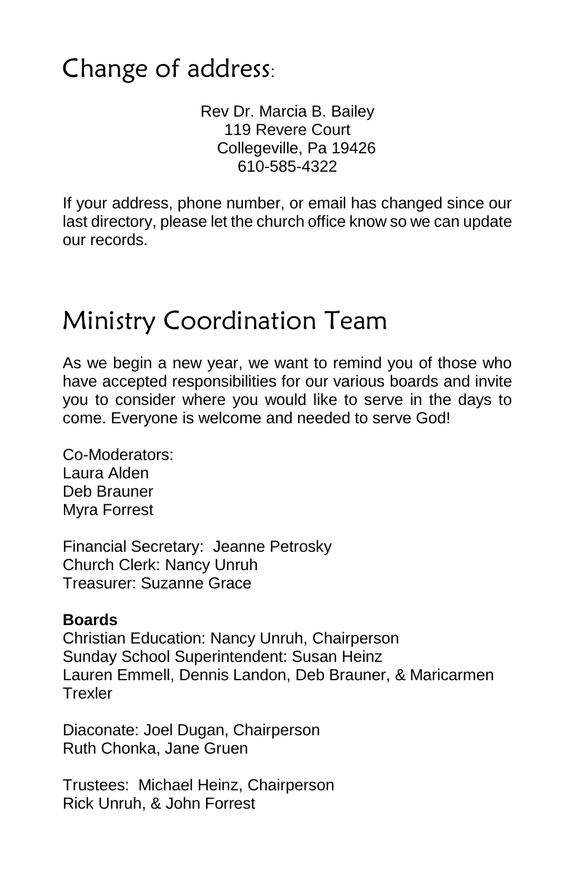## Change of address:

Rev Dr. Marcia B. Bailey
119 Revere Court
Collegeville, Pa 19426
610-585-4322

If your address, phone number, or email has changed since our last directory, please let the church office know so we can update our records.

## Ministry Coordination Team

As we begin a new year, we want to remind you of those who have accepted responsibilities for our various boards and invite you to consider where you would like to serve in the days to come. Everyone is welcome and needed to serve God!

Co-Moderators:
Laura Alden
Deb Brauner
Myra Forrest

Financial Secretary: Jeanne Petrosky
Church Clerk: Nancy Unruh
Treasurer: Suzanne Grace

**Boards**
Christian Education: Nancy Unruh, Chairperson
Sunday School Superintendent: Susan Heinz
Lauren Emmell, Dennis Landon, Deb Brauner, & Maricarmen Trexler

Diaconate: Joel Dugan, Chairperson
Ruth Chonka, Jane Gruen

Trustees: Michael Heinz, Chairperson
Rick Unruh, & John Forrest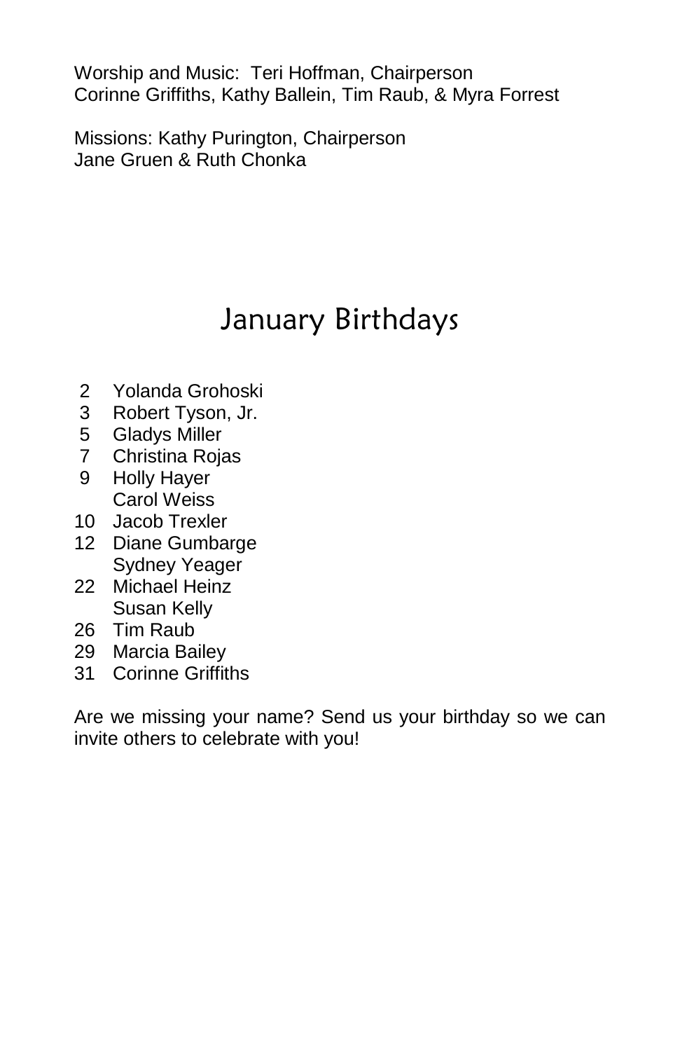Worship and Music: Teri Hoffman, Chairperson
Corinne Griffiths, Kathy Ballein, Tim Raub, & Myra Forrest

Missions: Kathy Purington, Chairperson
Jane Gruen & Ruth Chonka

# January Birthdays

| | |
|---|---|
| 2 | Yolanda Grohoski |
| 3 | Robert Tyson, Jr. |
| 5 | Gladys Miller |
| 7 | Christina Rojas |
| 9 | Holly Hayer |
| | Carol Weiss |
| 10 | Jacob Trexler |
| 12 | Diane Gumbarge |
| | Sydney Yeager |
| 22 | Michael Heinz |
| | Susan Kelly |
| 26 | Tim Raub |
| 29 | Marcia Bailey |
| 31 | Corinne Griffiths |

Are we missing your name? Send us your birthday so we can invite others to celebrate with you!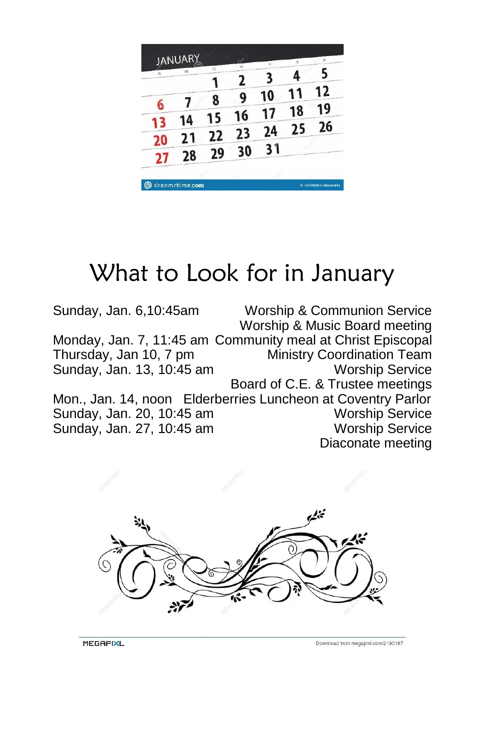# What to Look for in January

| | |
|---|---|
| Sunday, Jan. 6,10:45am | Worship & Communion Service |
| | Worship & Music Board meeting |
| Monday, Jan. 7, 11:45 am | Community meal at Christ Episcopal |
| Thursday, Jan 10, 7 pm | Ministry Coordination Team |
| Sunday, Jan. 13, 10:45 am | Worship Service |
| | Board of C.E. & Trustee meetings |
| Mon., Jan. 14, noon | Elderberries Luncheon at Coventry Parlor |
| Sunday, Jan. 20, 10:45 am | Worship Service |
| Sunday, Jan. 27, 10:45 am | Worship Service |
| | Diaconate meeting |